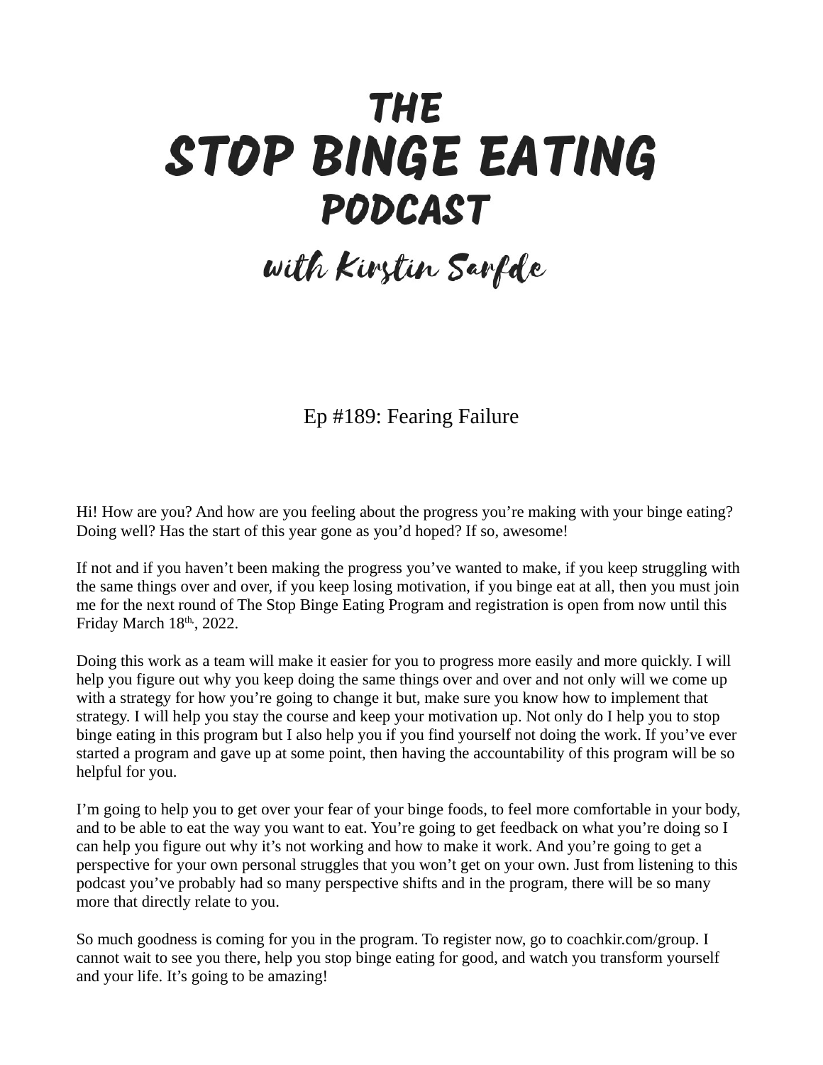# THE STOP BINGE EATING PODCAST

## with Kirstin Sarfde

### Ep #189: Fearing Failure

Hi! How are you? And how are you feeling about the progress you're making with your binge eating? Doing well? Has the start of this year gone as you'd hoped? If so, awesome!

If not and if you haven't been making the progress you've wanted to make, if you keep struggling with the same things over and over, if you keep losing motivation, if you binge eat at all, then you must join me for the next round of The Stop Binge Eating Program and registration is open from now until this Friday March 18th, 2022.

Doing this work as a team will make it easier for you to progress more easily and more quickly. I will help you figure out why you keep doing the same things over and over and not only will we come up with a strategy for how you're going to change it but, make sure you know how to implement that strategy. I will help you stay the course and keep your motivation up. Not only do I help you to stop binge eating in this program but I also help you if you find yourself not doing the work. If you've ever started a program and gave up at some point, then having the accountability of this program will be so helpful for you.

I'm going to help you to get over your fear of your binge foods, to feel more comfortable in your body, and to be able to eat the way you want to eat. You're going to get feedback on what you're doing so I can help you figure out why it's not working and how to make it work. And you're going to get a perspective for your own personal struggles that you won't get on your own. Just from listening to this podcast you've probably had so many perspective shifts and in the program, there will be so many more that directly relate to you.

So much goodness is coming for you in the program. To register now, go to coachkir.com/group. I cannot wait to see you there, help you stop binge eating for good, and watch you transform yourself and your life. It's going to be amazing!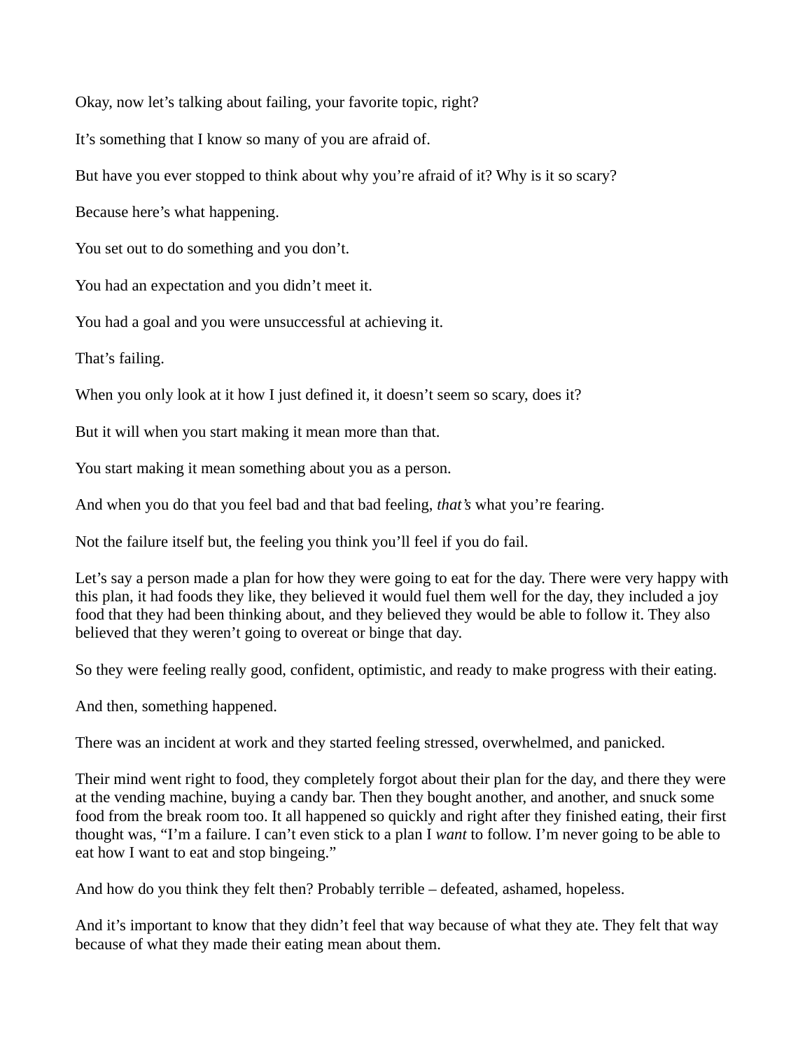Okay, now let's talking about failing, your favorite topic, right?

It's something that I know so many of you are afraid of.

But have you ever stopped to think about why you're afraid of it? Why is it so scary?

Because here's what happening.

You set out to do something and you don't.

You had an expectation and you didn't meet it.

You had a goal and you were unsuccessful at achieving it.

That's failing.

When you only look at it how I just defined it, it doesn't seem so scary, does it?

But it will when you start making it mean more than that.

You start making it mean something about you as a person.

And when you do that you feel bad and that bad feeling, *that's* what you're fearing.

Not the failure itself but, the feeling you think you'll feel if you do fail.

Let's say a person made a plan for how they were going to eat for the day. There were very happy with this plan, it had foods they like, they believed it would fuel them well for the day, they included a joy food that they had been thinking about, and they believed they would be able to follow it. They also believed that they weren't going to overeat or binge that day.

So they were feeling really good, confident, optimistic, and ready to make progress with their eating.

And then, something happened.

There was an incident at work and they started feeling stressed, overwhelmed, and panicked.

Their mind went right to food, they completely forgot about their plan for the day, and there they were at the vending machine, buying a candy bar. Then they bought another, and another, and snuck some food from the break room too. It all happened so quickly and right after they finished eating, their first thought was, "I'm a failure. I can't even stick to a plan I *want* to follow. I'm never going to be able to eat how I want to eat and stop bingeing."

And how do you think they felt then? Probably terrible – defeated, ashamed, hopeless.

And it's important to know that they didn't feel that way because of what they ate. They felt that way because of what they made their eating mean about them.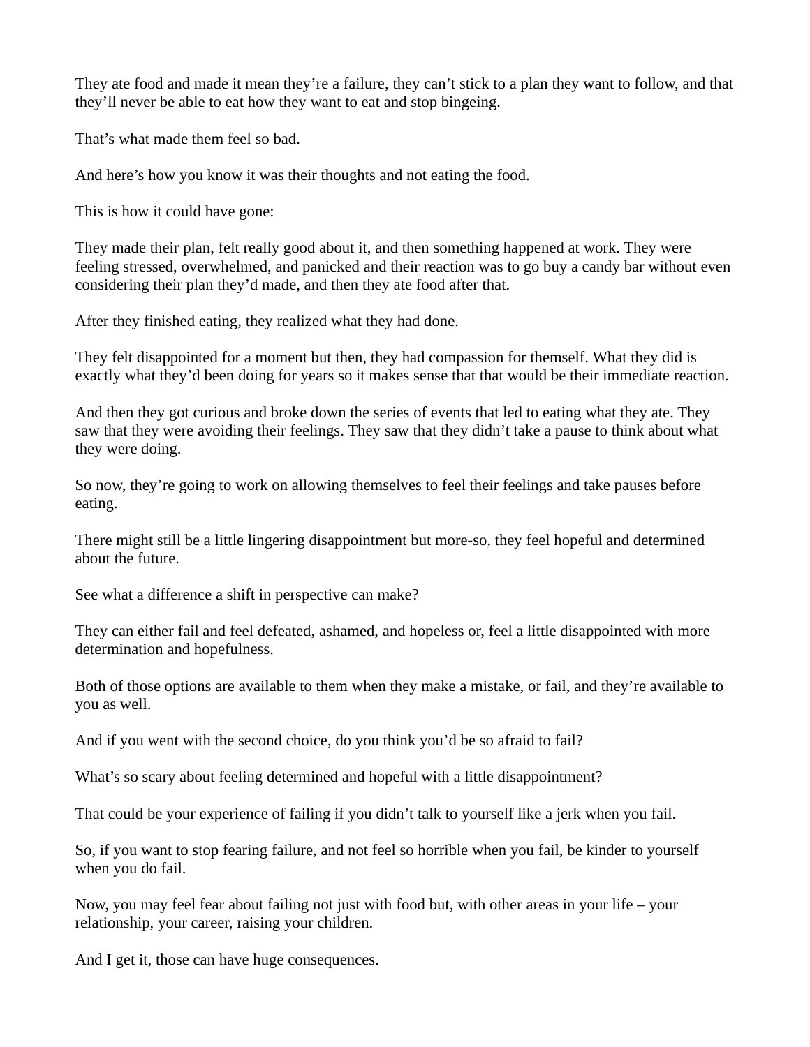They ate food and made it mean they're a failure, they can't stick to a plan they want to follow, and that they'll never be able to eat how they want to eat and stop bingeing.

That's what made them feel so bad.

And here's how you know it was their thoughts and not eating the food.

This is how it could have gone:

They made their plan, felt really good about it, and then something happened at work. They were feeling stressed, overwhelmed, and panicked and their reaction was to go buy a candy bar without even considering their plan they'd made, and then they ate food after that.

After they finished eating, they realized what they had done.

They felt disappointed for a moment but then, they had compassion for themself. What they did is exactly what they'd been doing for years so it makes sense that that would be their immediate reaction.

And then they got curious and broke down the series of events that led to eating what they ate. They saw that they were avoiding their feelings. They saw that they didn't take a pause to think about what they were doing.

So now, they're going to work on allowing themselves to feel their feelings and take pauses before eating.

There might still be a little lingering disappointment but more-so, they feel hopeful and determined about the future.

See what a difference a shift in perspective can make?

They can either fail and feel defeated, ashamed, and hopeless or, feel a little disappointed with more determination and hopefulness.

Both of those options are available to them when they make a mistake, or fail, and they're available to you as well.

And if you went with the second choice, do you think you'd be so afraid to fail?

What's so scary about feeling determined and hopeful with a little disappointment?

That could be your experience of failing if you didn't talk to yourself like a jerk when you fail.

So, if you want to stop fearing failure, and not feel so horrible when you fail, be kinder to yourself when you do fail.

Now, you may feel fear about failing not just with food but, with other areas in your life – your relationship, your career, raising your children.

And I get it, those can have huge consequences.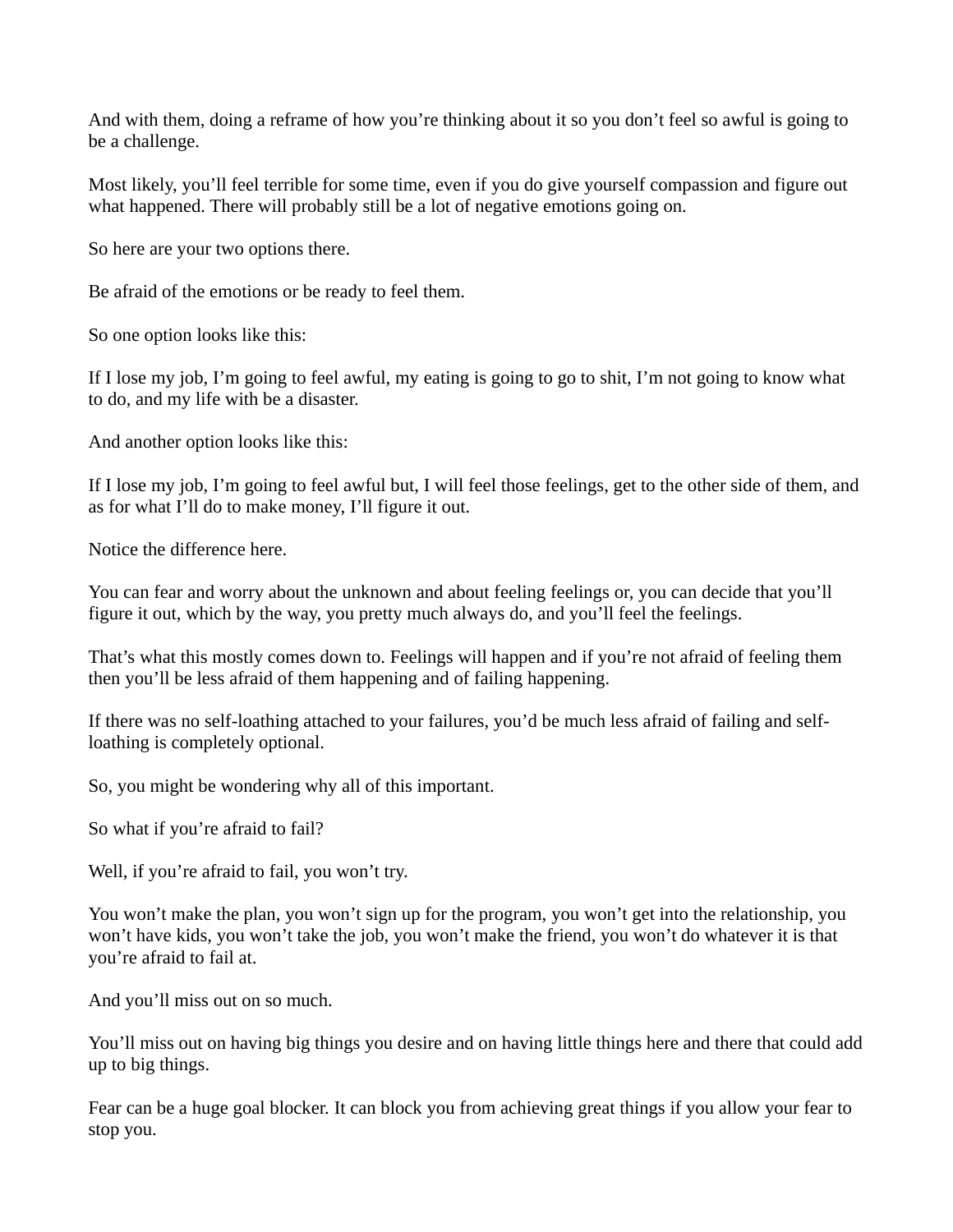And with them, doing a reframe of how you're thinking about it so you don't feel so awful is going to be a challenge.

Most likely, you'll feel terrible for some time, even if you do give yourself compassion and figure out what happened. There will probably still be a lot of negative emotions going on.

So here are your two options there.

Be afraid of the emotions or be ready to feel them.

So one option looks like this:

If I lose my job, I'm going to feel awful, my eating is going to go to shit, I'm not going to know what to do, and my life with be a disaster.

And another option looks like this:

If I lose my job, I'm going to feel awful but, I will feel those feelings, get to the other side of them, and as for what I'll do to make money, I'll figure it out.

Notice the difference here.

You can fear and worry about the unknown and about feeling feelings or, you can decide that you'll figure it out, which by the way, you pretty much always do, and you'll feel the feelings.

That's what this mostly comes down to. Feelings will happen and if you're not afraid of feeling them then you'll be less afraid of them happening and of failing happening.

If there was no self-loathing attached to your failures, you'd be much less afraid of failing and self-loathing is completely optional.

So, you might be wondering why all of this important.

So what if you're afraid to fail?

Well, if you're afraid to fail, you won't try.

You won't make the plan, you won't sign up for the program, you won't get into the relationship, you won't have kids, you won't take the job, you won't make the friend, you won't do whatever it is that you're afraid to fail at.

And you'll miss out on so much.

You'll miss out on having big things you desire and on having little things here and there that could add up to big things.

Fear can be a huge goal blocker. It can block you from achieving great things if you allow your fear to stop you.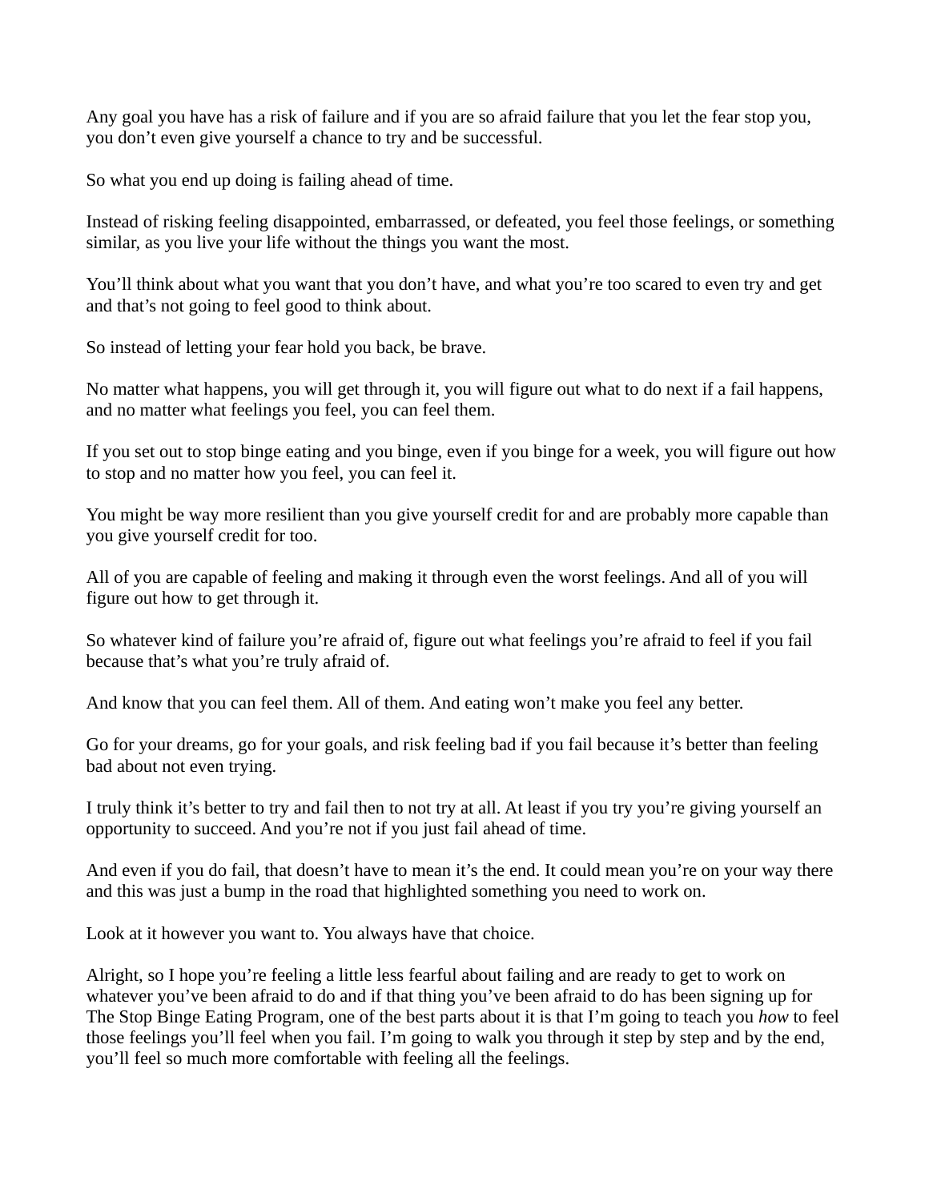Any goal you have has a risk of failure and if you are so afraid failure that you let the fear stop you, you don't even give yourself a chance to try and be successful.

So what you end up doing is failing ahead of time.

Instead of risking feeling disappointed, embarrassed, or defeated, you feel those feelings, or something similar, as you live your life without the things you want the most.

You'll think about what you want that you don't have, and what you're too scared to even try and get and that's not going to feel good to think about.

So instead of letting your fear hold you back, be brave.

No matter what happens, you will get through it, you will figure out what to do next if a fail happens, and no matter what feelings you feel, you can feel them.

If you set out to stop binge eating and you binge, even if you binge for a week, you will figure out how to stop and no matter how you feel, you can feel it.

You might be way more resilient than you give yourself credit for and are probably more capable than you give yourself credit for too.

All of you are capable of feeling and making it through even the worst feelings. And all of you will figure out how to get through it.

So whatever kind of failure you're afraid of, figure out what feelings you're afraid to feel if you fail because that's what you're truly afraid of.

And know that you can feel them. All of them. And eating won't make you feel any better.

Go for your dreams, go for your goals, and risk feeling bad if you fail because it's better than feeling bad about not even trying.

I truly think it's better to try and fail then to not try at all. At least if you try you're giving yourself an opportunity to succeed. And you're not if you just fail ahead of time.

And even if you do fail, that doesn't have to mean it's the end. It could mean you're on your way there and this was just a bump in the road that highlighted something you need to work on.

Look at it however you want to. You always have that choice.

Alright, so I hope you're feeling a little less fearful about failing and are ready to get to work on whatever you've been afraid to do and if that thing you've been afraid to do has been signing up for The Stop Binge Eating Program, one of the best parts about it is that I'm going to teach you *how* to feel those feelings you'll feel when you fail. I'm going to walk you through it step by step and by the end, you'll feel so much more comfortable with feeling all the feelings.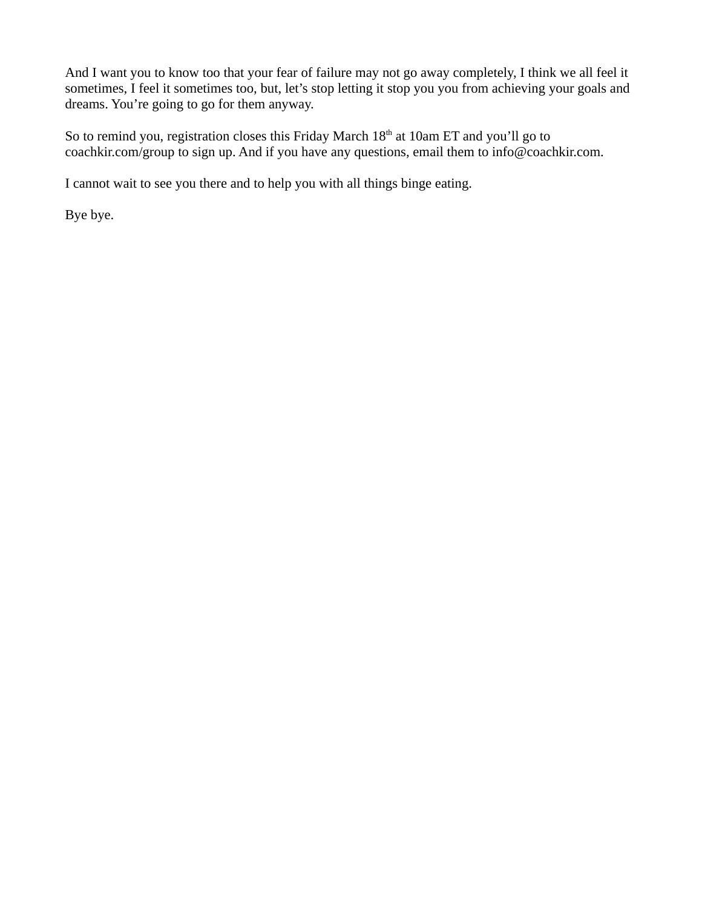And I want you to know too that your fear of failure may not go away completely, I think we all feel it sometimes, I feel it sometimes too, but, let's stop letting it stop you you from achieving your goals and dreams. You're going to go for them anyway.

So to remind you, registration closes this Friday March 18th at 10am ET and you'll go to coachkir.com/group to sign up. And if you have any questions, email them to info@coachkir.com.

I cannot wait to see you there and to help you with all things binge eating.

Bye bye.